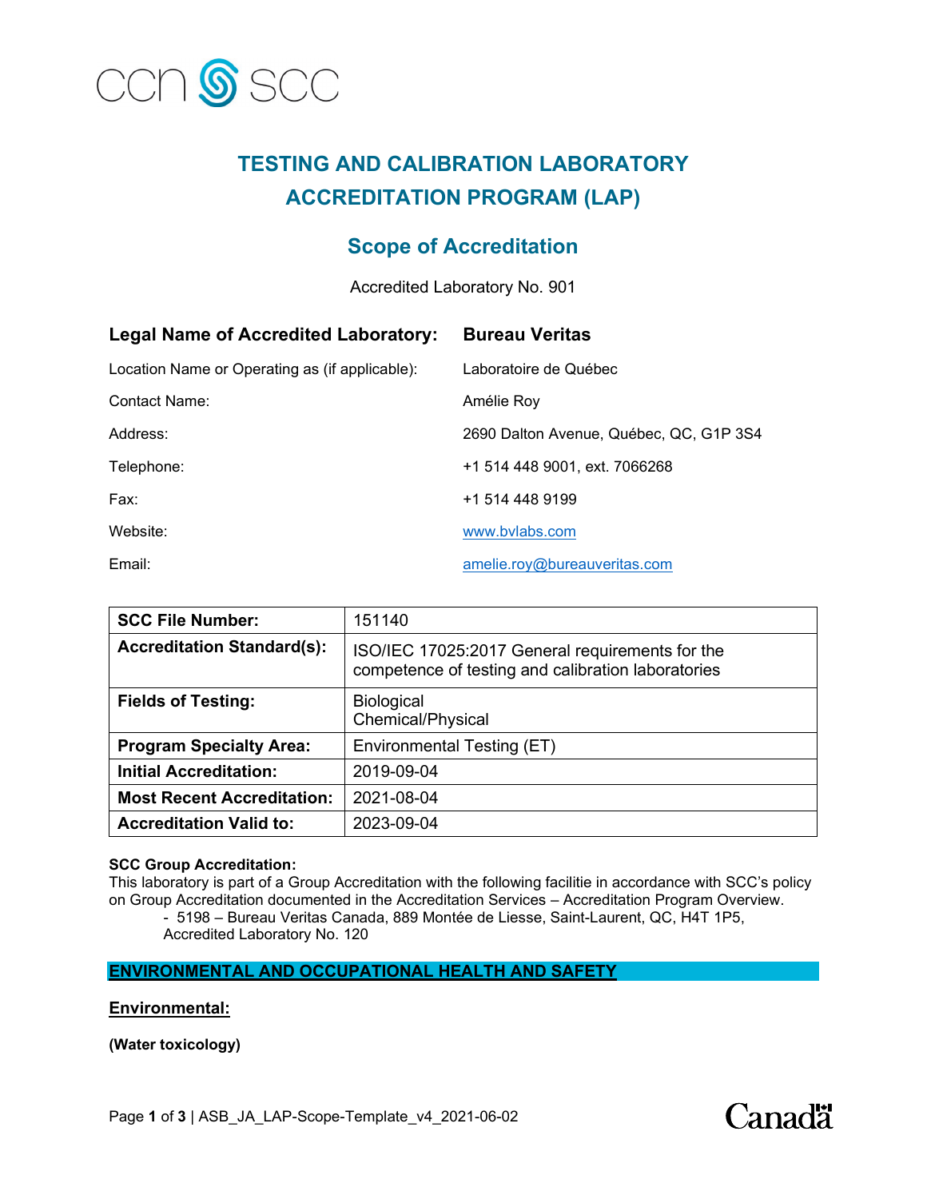ccn SCC

# TESTING AND CALIBRATION LABORATORY ACCREDITATION PROGRAM (LAP)

## Scope of Accreditation

Accredited Laboratory No. 901

| | |
|---|---|
| **Legal Name of Accredited Laboratory:** | **Bureau Veritas** |
| Location Name or Operating as (if applicable): | Laboratoire de Québec |
| Contact Name: | Amélie Roy |
| Address: | 2690 Dalton Avenue, Québec, QC, G1P 3S4 |
| Telephone: | +1 514 448 9001, ext. 7066268 |
| Fax: | +1 514 448 9199 |
| Website: | www.bvlabs.com |
| Email: | amelie.roy@bureauveritas.com |

| | |
|---|---|
| **SCC File Number:** | 151140 |
| **Accreditation Standard(s):** | ISO/IEC 17025:2017 General requirements for the competence of testing and calibration laboratories |
| **Fields of Testing:** | Biological<br>Chemical/Physical |
| **Program Specialty Area:** | Environmental Testing (ET) |
| **Initial Accreditation:** | 2019-09-04 |
| **Most Recent Accreditation:** | 2021-08-04 |
| **Accreditation Valid to:** | 2023-09-04 |

**SCC Group Accreditation:**
This laboratory is part of a Group Accreditation with the following facilitie in accordance with SCC's policy on Group Accreditation documented in the Accreditation Services – Accreditation Program Overview.

- 5198 – Bureau Veritas Canada, 889 Montée de Liesse, Saint-Laurent, QC, H4T 1P5, Accredited Laboratory No. 120

### ENVIRONMENTAL AND OCCUPATIONAL HEALTH AND SAFETY

#### Environmental:

**(Water toxicology)**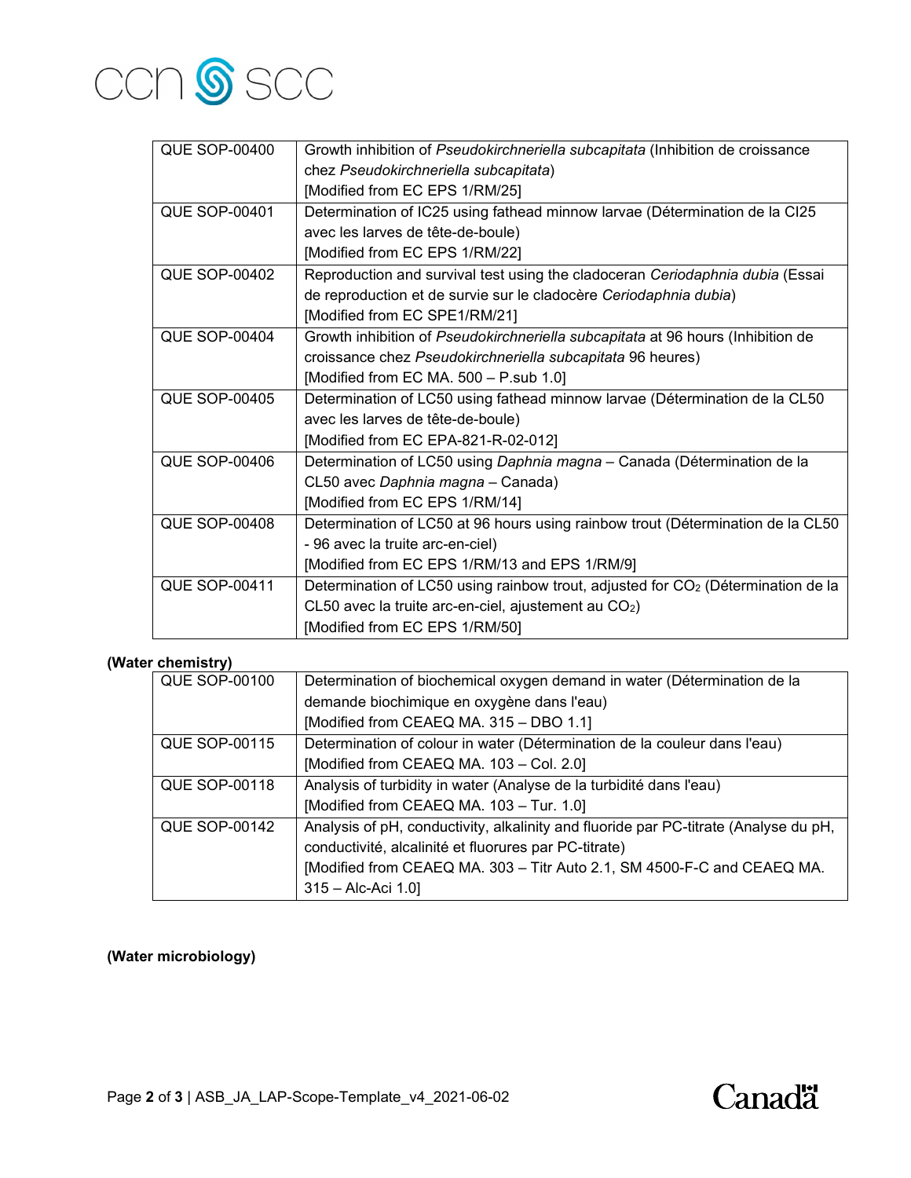| | |
|---|---|
| QUE SOP-00400 | Growth inhibition of *Pseudokirchneriella subcapitata* (Inhibition de croissance chez *Pseudokirchneriella subcapitata*) [Modified from EC EPS 1/RM/25] |
| QUE SOP-00401 | Determination of IC25 using fathead minnow larvae (Détermination de la CI25 avec les larves de tête-de-boule) [Modified from EC EPS 1/RM/22] |
| QUE SOP-00402 | Reproduction and survival test using the cladoceran *Ceriodaphnia dubia* (Essai de reproduction et de survie sur le cladocère *Ceriodaphnia dubia*) [Modified from EC SPE1/RM/21] |
| QUE SOP-00404 | Growth inhibition of *Pseudokirchneriella subcapitata* at 96 hours (Inhibition de croissance chez *Pseudokirchneriella subcapitata* 96 heures) [Modified from EC MA. 500 – P.sub 1.0] |
| QUE SOP-00405 | Determination of LC50 using fathead minnow larvae (Détermination de la CL50 avec les larves de tête-de-boule) [Modified from EC EPA-821-R-02-012] |
| QUE SOP-00406 | Determination of LC50 using *Daphnia magna* – Canada (Détermination de la CL50 avec *Daphnia magna* – Canada) [Modified from EC EPS 1/RM/14] |
| QUE SOP-00408 | Determination of LC50 at 96 hours using rainbow trout (Détermination de la CL50 - 96 avec la truite arc-en-ciel) [Modified from EC EPS 1/RM/13 and EPS 1/RM/9] |
| QUE SOP-00411 | Determination of LC50 using rainbow trout, adjusted for $CO_2$ (Détermination de la CL50 avec la truite arc-en-ciel, ajustement au $CO_2$) [Modified from EC EPS 1/RM/50] |

**(Water chemistry)**

| | |
|---|---|
| QUE SOP-00100 | Determination of biochemical oxygen demand in water (Détermination de la demande biochimique en oxygène dans l'eau) [Modified from CEAEQ MA. 315 – DBO 1.1] |
| QUE SOP-00115 | Determination of colour in water (Détermination de la couleur dans l'eau) [Modified from CEAEQ MA. 103 – Col. 2.0] |
| QUE SOP-00118 | Analysis of turbidity in water (Analyse de la turbidité dans l'eau) [Modified from CEAEQ MA. 103 – Tur. 1.0] |
| QUE SOP-00142 | Analysis of pH, conductivity, alkalinity and fluoride par PC-titrate (Analyse du pH, conductivité, alcalinité et fluorures par PC-titrate) [Modified from CEAEQ MA. 303 – Titr Auto 2.1, SM 4500-F-C and CEAEQ MA. 315 – Alc-Aci 1.0] |

**(Water microbiology)**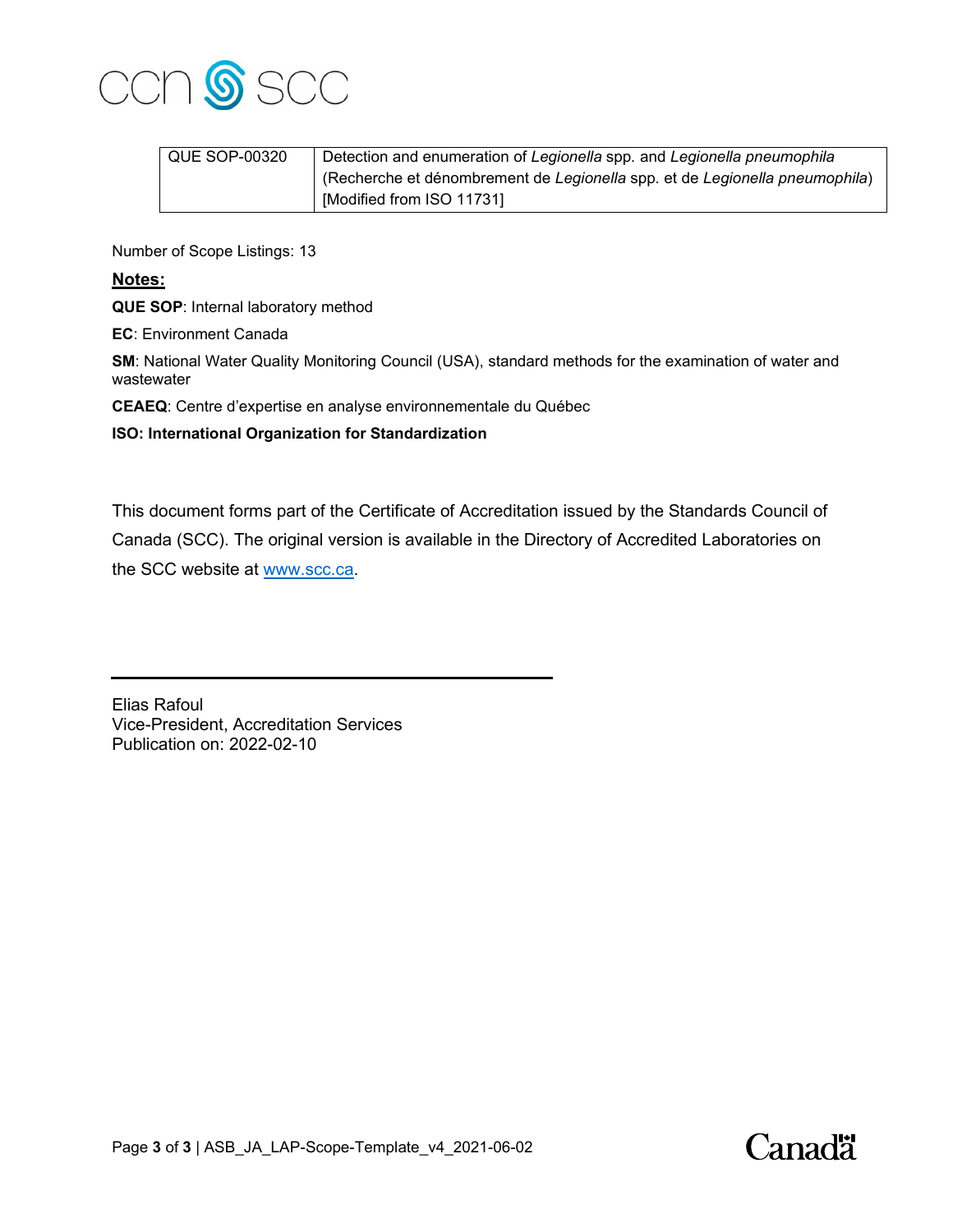| | |
|---|---|
| QUE SOP-00320 | Detection and enumeration of *Legionella* spp. and *Legionella pneumophila* (Recherche et dénombrement de *Legionella* spp. et de *Legionella pneumophila*) [Modified from ISO 11731] |

Number of Scope Listings: 13

**Notes:**

**QUE SOP**: Internal laboratory method

**EC**: Environment Canada

**SM**: National Water Quality Monitoring Council (USA), standard methods for the examination of water and wastewater

**CEAEQ**: Centre d'expertise en analyse environnementale du Québec

**ISO: International Organization for Standardization**

This document forms part of the Certificate of Accreditation issued by the Standards Council of Canada (SCC). The original version is available in the Directory of Accredited Laboratories on the SCC website at www.scc.ca.

Elias Rafoul
Vice-President, Accreditation Services
Publication on: 2022-02-10